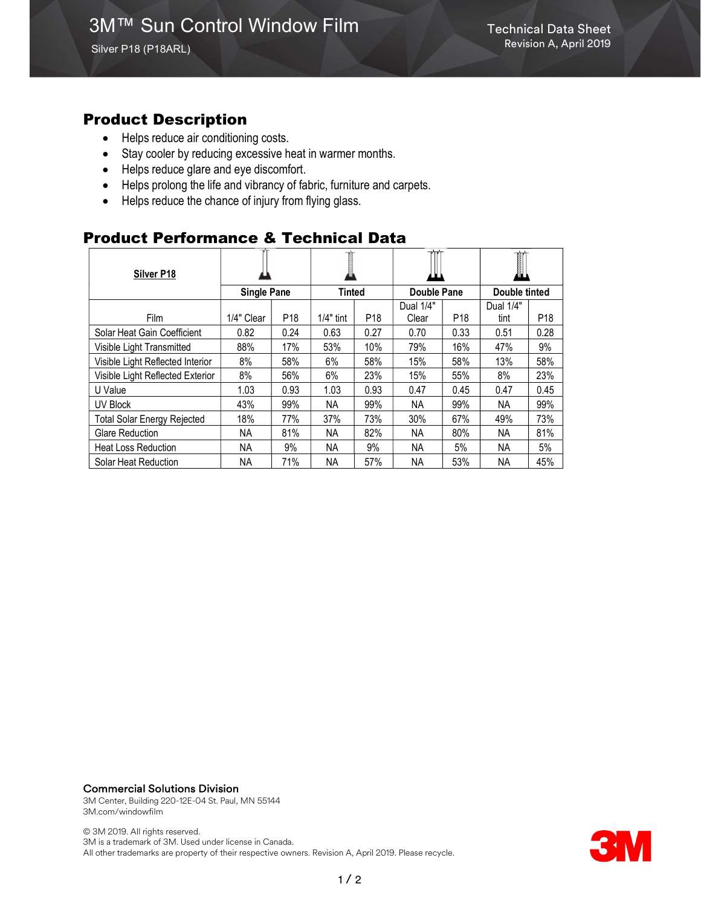# 3M™ Sun Control Window Film

Silver P18 (P18ARL)

Technical Data Sheet
Revision A, April 2019

## Product Description

- Helps reduce air conditioning costs.
- Stay cooler by reducing excessive heat in warmer months.
- Helps reduce glare and eye discomfort.
- Helps prolong the life and vibrancy of fabric, furniture and carpets.
- Helps reduce the chance of injury from flying glass.

## Product Performance & Technical Data

| Silver P18 | Single Pane | | Tinted | | Double Pane | | Double tinted | |
|---|---|---|---|---|---|---|---|---|
| Film | 1/4" Clear | P18 | 1/4" tint | P18 | Dual 1/4" Clear | P18 | Dual 1/4" tint | P18 |
| Solar Heat Gain Coefficient | 0.82 | 0.24 | 0.63 | 0.27 | 0.70 | 0.33 | 0.51 | 0.28 |
| Visible Light Transmitted | 88% | 17% | 53% | 10% | 79% | 16% | 47% | 9% |
| Visible Light Reflected Interior | 8% | 58% | 6% | 58% | 15% | 58% | 13% | 58% |
| Visible Light Reflected Exterior | 8% | 56% | 6% | 23% | 15% | 55% | 8% | 23% |
| U Value | 1.03 | 0.93 | 1.03 | 0.93 | 0.47 | 0.45 | 0.47 | 0.45 |
| UV Block | 43% | 99% | NA | 99% | NA | 99% | NA | 99% |
| Total Solar Energy Rejected | 18% | 77% | 37% | 73% | 30% | 67% | 49% | 73% |
| Glare Reduction | NA | 81% | NA | 82% | NA | 80% | NA | 81% |
| Heat Loss Reduction | NA | 9% | NA | 9% | NA | 5% | NA | 5% |
| Solar Heat Reduction | NA | 71% | NA | 57% | NA | 53% | NA | 45% |

**Commercial Solutions Division**
3M Center, Building 220-12E-04 St. Paul, MN 55144
3M.com/windowfilm

© 3M 2019. All rights reserved.
3M is a trademark of 3M. Used under license in Canada.
All other trademarks are property of their respective owners. Revision A, April 2019. Please recycle.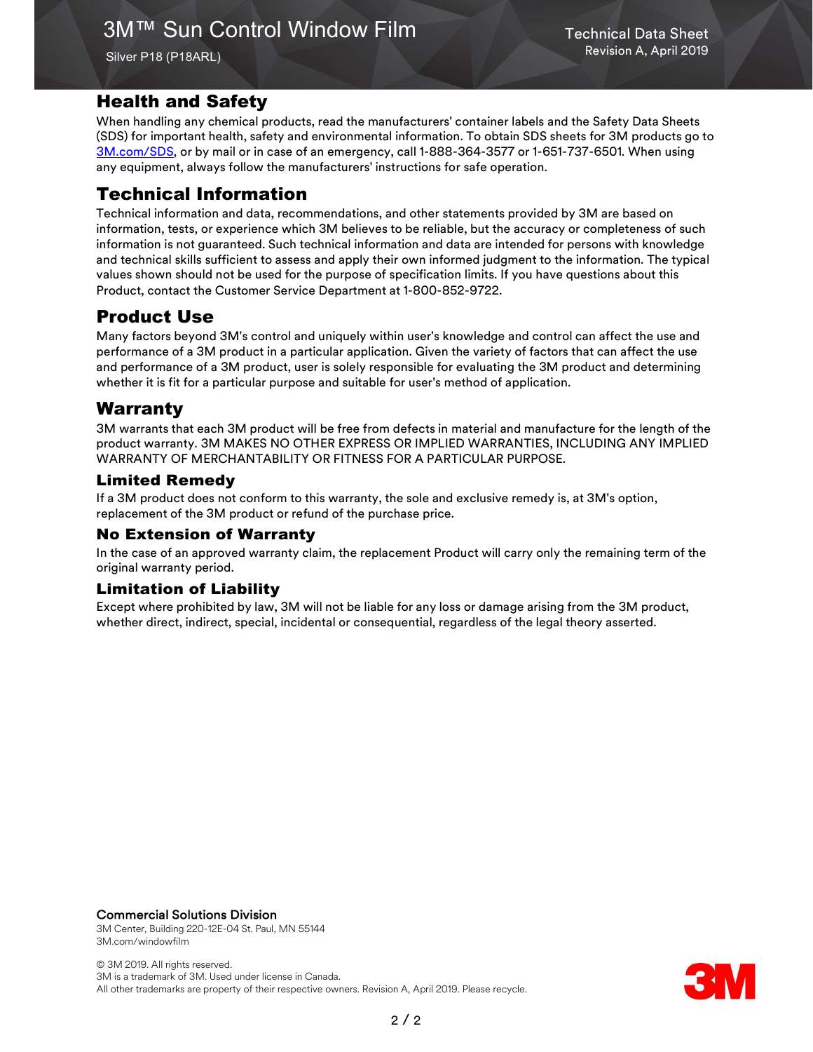## Health and Safety

When handling any chemical products, read the manufacturers' container labels and the Safety Data Sheets (SDS) for important health, safety and environmental information. To obtain SDS sheets for 3M products go to 3M.com/SDS, or by mail or in case of an emergency, call 1-888-364-3577 or 1-651-737-6501. When using any equipment, always follow the manufacturers' instructions for safe operation.

## Technical Information

Technical information and data, recommendations, and other statements provided by 3M are based on information, tests, or experience which 3M believes to be reliable, but the accuracy or completeness of such information is not guaranteed. Such technical information and data are intended for persons with knowledge and technical skills sufficient to assess and apply their own informed judgment to the information. The typical values shown should not be used for the purpose of specification limits. If you have questions about this Product, contact the Customer Service Department at 1-800-852-9722.

## Product Use

Many factors beyond 3M's control and uniquely within user's knowledge and control can affect the use and performance of a 3M product in a particular application. Given the variety of factors that can affect the use and performance of a 3M product, user is solely responsible for evaluating the 3M product and determining whether it is fit for a particular purpose and suitable for user's method of application.

## Warranty

3M warrants that each 3M product will be free from defects in material and manufacture for the length of the product warranty. 3M MAKES NO OTHER EXPRESS OR IMPLIED WARRANTIES, INCLUDING ANY IMPLIED WARRANTY OF MERCHANTABILITY OR FITNESS FOR A PARTICULAR PURPOSE.

### Limited Remedy

If a 3M product does not conform to this warranty, the sole and exclusive remedy is, at 3M's option, replacement of the 3M product or refund of the purchase price.

### No Extension of Warranty

In the case of an approved warranty claim, the replacement Product will carry only the remaining term of the original warranty period.

### Limitation of Liability

Except where prohibited by law, 3M will not be liable for any loss or damage arising from the 3M product, whether direct, indirect, special, incidental or consequential, regardless of the legal theory asserted.

**Commercial Solutions Division**
3M Center, Building 220-12E-04 St. Paul, MN 55144
3M.com/windowfilm

© 3M 2019. All rights reserved.
3M is a trademark of 3M. Used under license in Canada.
All other trademarks are property of their respective owners. Revision A, April 2019. Please recycle.